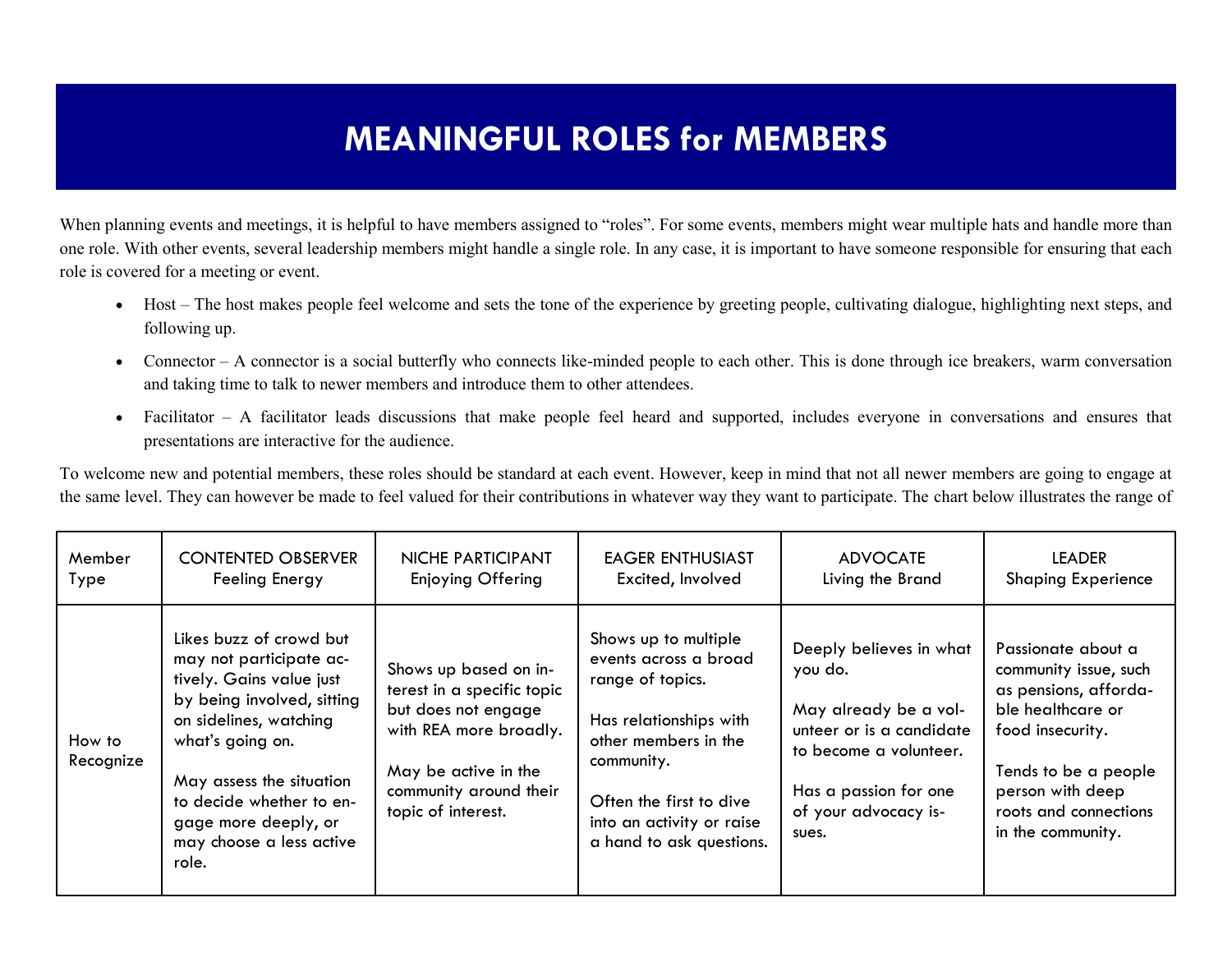# MEANINGFUL ROLES for MEMBERS

When planning events and meetings, it is helpful to have members assigned to "roles". For some events, members might wear multiple hats and handle more than one role. With other events, several leadership members might handle a single role. In any case, it is important to have someone responsible for ensuring that each role is covered for a meeting or event.

- Host – The host makes people feel welcome and sets the tone of the experience by greeting people, cultivating dialogue, highlighting next steps, and following up.
- Connector – A connector is a social butterfly who connects like-minded people to each other. This is done through ice breakers, warm conversation and taking time to talk to newer members and introduce them to other attendees.
- Facilitator – A facilitator leads discussions that make people feel heard and supported, includes everyone in conversations and ensures that presentations are interactive for the audience.

To welcome new and potential members, these roles should be standard at each event. However, keep in mind that not all newer members are going to engage at the same level. They can however be made to feel valued for their contributions in whatever way they want to participate. The chart below illustrates the range of

| Member Type | CONTENTED OBSERVER Feeling Energy | NICHE PARTICIPANT Enjoying Offering | EAGER ENTHUSIAST Excited, Involved | ADVOCATE Living the Brand | LEADER Shaping Experience |
|---|---|---|---|---|---|
| How to Recognize | Likes buzz of crowd but may not participate actively. Gains value just by being involved, sitting on sidelines, watching what's going on.<br><br>May assess the situation to decide whether to engage more deeply, or may choose a less active role. | Shows up based on interest in a specific topic but does not engage with REA more broadly.<br><br>May be active in the community around their topic of interest. | Shows up to multiple events across a broad range of topics.<br><br>Has relationships with other members in the community.<br><br>Often the first to dive into an activity or raise a hand to ask questions. | Deeply believes in what you do.<br><br>May already be a volunteer or is a candidate to become a volunteer.<br><br>Has a passion for one of your advocacy issues. | Passionate about a community issue, such as pensions, affordable healthcare or food insecurity.<br><br>Tends to be a people person with deep roots and connections in the community. |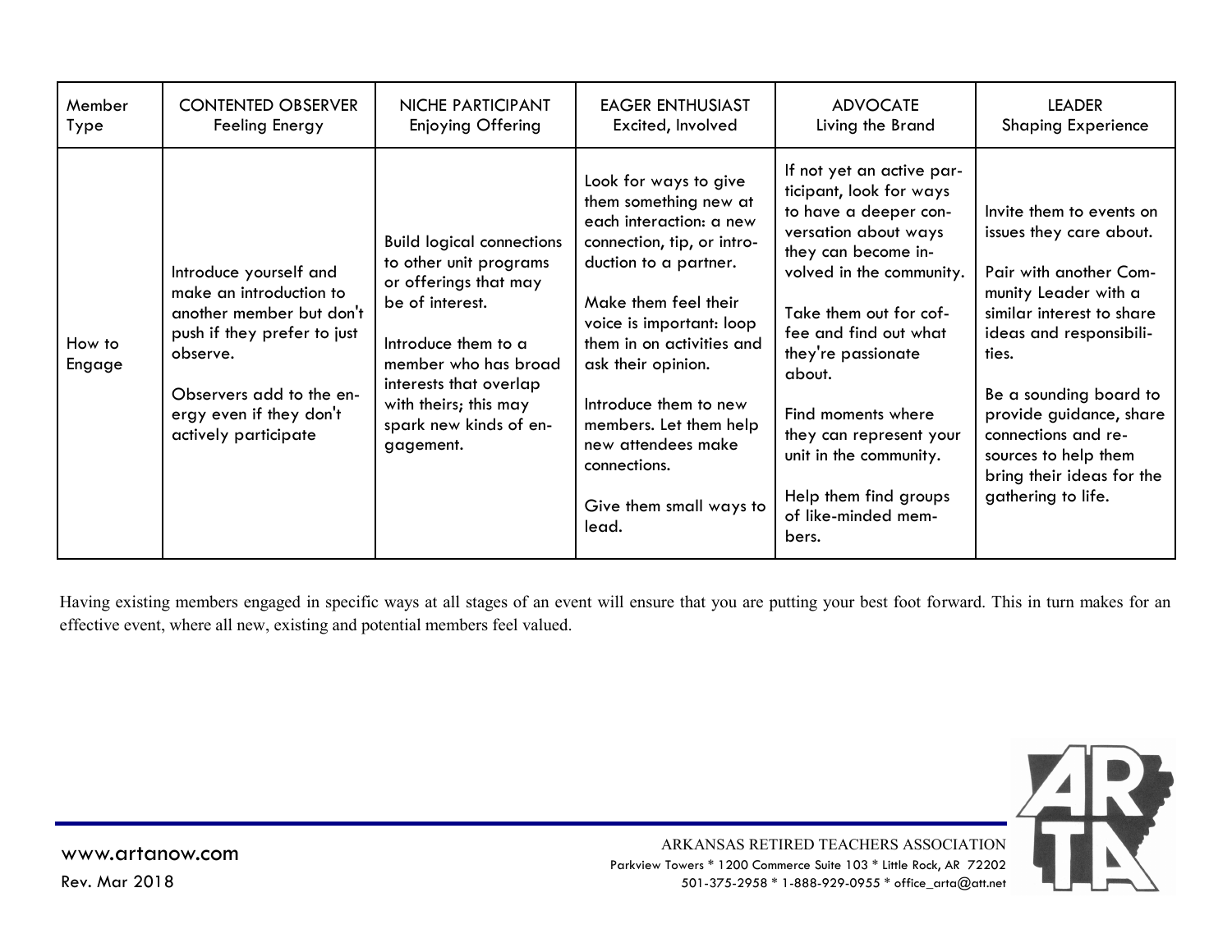| Member Type | CONTENTED OBSERVER Feeling Energy | NICHE PARTICIPANT Enjoying Offering | EAGER ENTHUSIAST Excited, Involved | ADVOCATE Living the Brand | LEADER Shaping Experience |
|---|---|---|---|---|---|
| How to Engage | Introduce yourself and make an introduction to another member but don't push if they prefer to just observe.<br><br>Observers add to the energy even if they don't actively participate | Build logical connections to other unit programs or offerings that may be of interest.<br><br>Introduce them to a member who has broad interests that overlap with theirs; this may spark new kinds of engagement. | Look for ways to give them something new at each interaction: a new connection, tip, or introduction to a partner.<br><br>Make them feel their voice is important: loop them in on activities and ask their opinion.<br><br>Introduce them to new members. Let them help new attendees make connections.<br><br>Give them small ways to lead. | If not yet an active participant, look for ways to have a deeper conversation about ways they can become involved in the community.<br><br>Take them out for coffee and find out what they're passionate about.<br><br>Find moments where they can represent your unit in the community.<br><br>Help them find groups of like-minded members. | Invite them to events on issues they care about.<br><br>Pair with another Community Leader with a similar interest to share ideas and responsibilities.<br><br>Be a sounding board to provide guidance, share connections and resources to help them bring their ideas for the gathering to life. |

Having existing members engaged in specific ways at all stages of an event will ensure that you are putting your best foot forward. This in turn makes for an effective event, where all new, existing and potential members feel valued.

www.artanow.com

Rev. Mar 2018

ARKANSAS RETIRED TEACHERS ASSOCIATION
Parkview Towers * 1200 Commerce Suite 103 * Little Rock, AR 72202
501-375-2958 * 1-888-929-0955 * office_arta@att.net